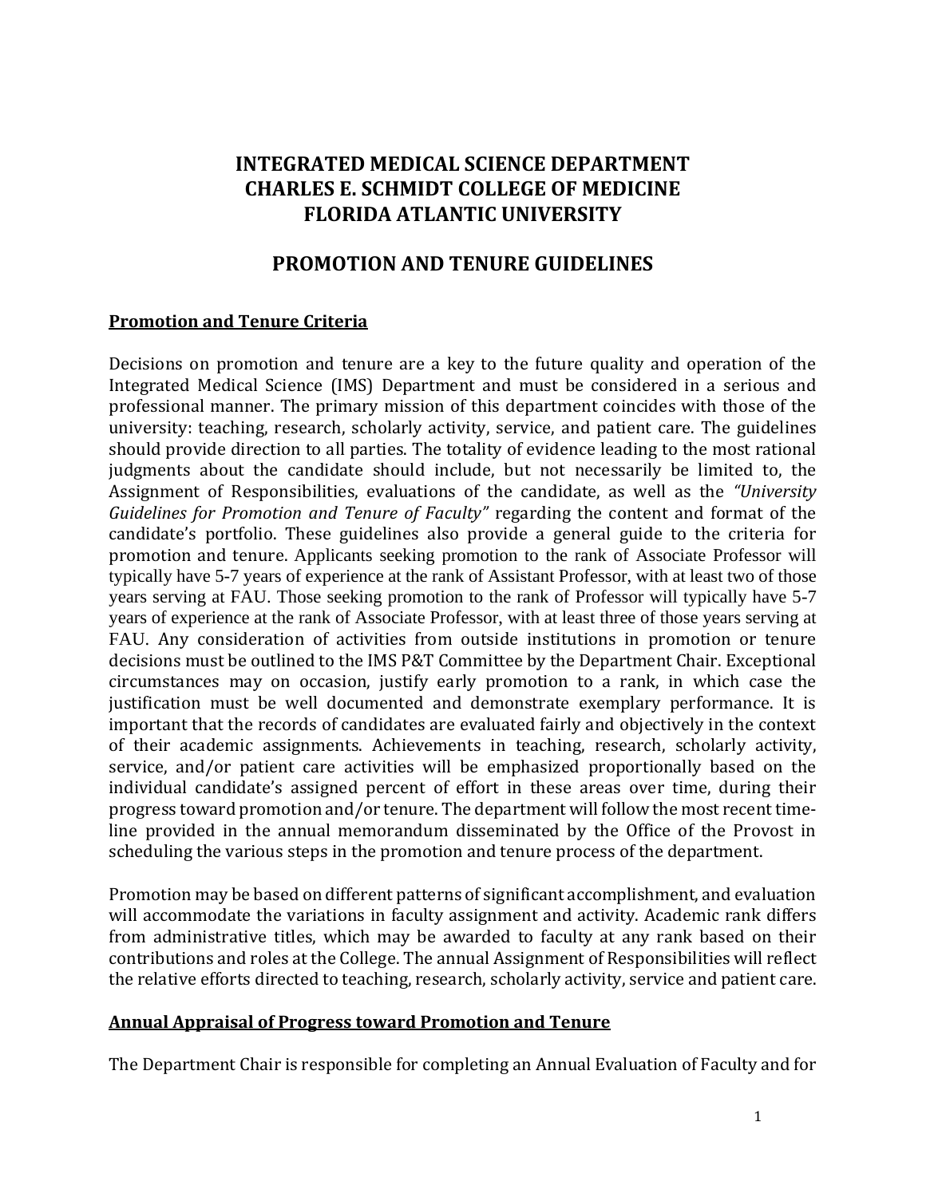# INTEGRATED MEDICAL SCIENCE DEPARTMENT
# CHARLES E. SCHMIDT COLLEGE OF MEDICINE
# FLORIDA ATLANTIC UNIVERSITY

## PROMOTION AND TENURE GUIDELINES

### Promotion and Tenure Criteria

Decisions on promotion and tenure are a key to the future quality and operation of the Integrated Medical Science (IMS) Department and must be considered in a serious and professional manner. The primary mission of this department coincides with those of the university: teaching, research, scholarly activity, service, and patient care. The guidelines should provide direction to all parties. The totality of evidence leading to the most rational judgments about the candidate should include, but not necessarily be limited to, the Assignment of Responsibilities, evaluations of the candidate, as well as the *"University Guidelines for Promotion and Tenure of Faculty"* regarding the content and format of the candidate's portfolio. These guidelines also provide a general guide to the criteria for promotion and tenure. Applicants seeking promotion to the rank of Associate Professor will typically have 5-7 years of experience at the rank of Assistant Professor, with at least two of those years serving at FAU. Those seeking promotion to the rank of Professor will typically have 5-7 years of experience at the rank of Associate Professor, with at least three of those years serving at FAU. Any consideration of activities from outside institutions in promotion or tenure decisions must be outlined to the IMS P&T Committee by the Department Chair. Exceptional circumstances may on occasion, justify early promotion to a rank, in which case the justification must be well documented and demonstrate exemplary performance. It is important that the records of candidates are evaluated fairly and objectively in the context of their academic assignments. Achievements in teaching, research, scholarly activity, service, and/or patient care activities will be emphasized proportionally based on the individual candidate's assigned percent of effort in these areas over time, during their progress toward promotion and/or tenure. The department will follow the most recent time-line provided in the annual memorandum disseminated by the Office of the Provost in scheduling the various steps in the promotion and tenure process of the department.

Promotion may be based on different patterns of significant accomplishment, and evaluation will accommodate the variations in faculty assignment and activity. Academic rank differs from administrative titles, which may be awarded to faculty at any rank based on their contributions and roles at the College. The annual Assignment of Responsibilities will reflect the relative efforts directed to teaching, research, scholarly activity, service and patient care.

### Annual Appraisal of Progress toward Promotion and Tenure

The Department Chair is responsible for completing an Annual Evaluation of Faculty and for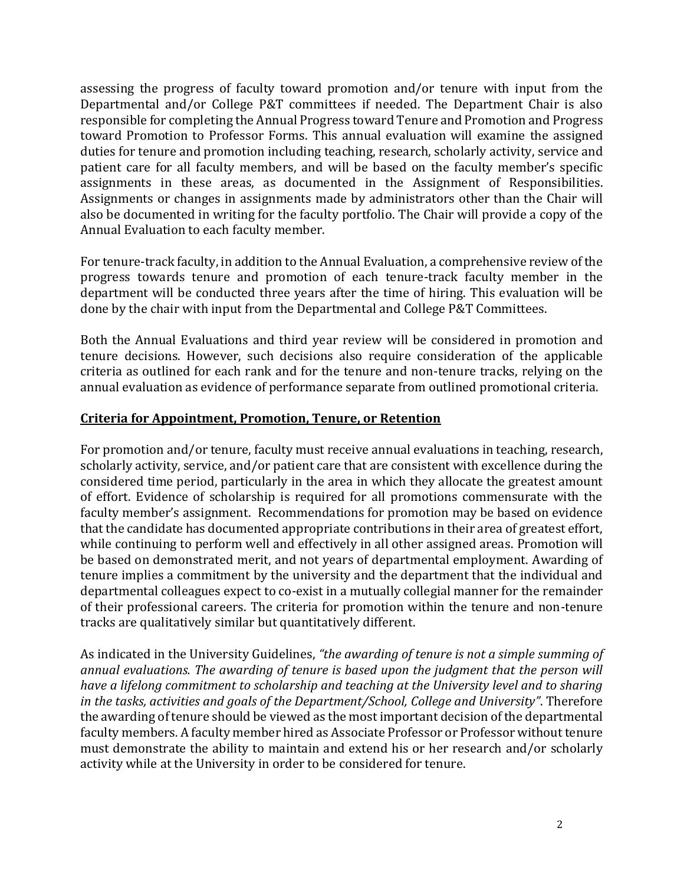assessing the progress of faculty toward promotion and/or tenure with input from the Departmental and/or College P&T committees if needed. The Department Chair is also responsible for completing the Annual Progress toward Tenure and Promotion and Progress toward Promotion to Professor Forms. This annual evaluation will examine the assigned duties for tenure and promotion including teaching, research, scholarly activity, service and patient care for all faculty members, and will be based on the faculty member's specific assignments in these areas, as documented in the Assignment of Responsibilities. Assignments or changes in assignments made by administrators other than the Chair will also be documented in writing for the faculty portfolio. The Chair will provide a copy of the Annual Evaluation to each faculty member.

For tenure-track faculty, in addition to the Annual Evaluation, a comprehensive review of the progress towards tenure and promotion of each tenure-track faculty member in the department will be conducted three years after the time of hiring. This evaluation will be done by the chair with input from the Departmental and College P&T Committees.

Both the Annual Evaluations and third year review will be considered in promotion and tenure decisions. However, such decisions also require consideration of the applicable criteria as outlined for each rank and for the tenure and non-tenure tracks, relying on the annual evaluation as evidence of performance separate from outlined promotional criteria.

## Criteria for Appointment, Promotion, Tenure, or Retention

For promotion and/or tenure, faculty must receive annual evaluations in teaching, research, scholarly activity, service, and/or patient care that are consistent with excellence during the considered time period, particularly in the area in which they allocate the greatest amount of effort. Evidence of scholarship is required for all promotions commensurate with the faculty member's assignment. Recommendations for promotion may be based on evidence that the candidate has documented appropriate contributions in their area of greatest effort, while continuing to perform well and effectively in all other assigned areas. Promotion will be based on demonstrated merit, and not years of departmental employment. Awarding of tenure implies a commitment by the university and the department that the individual and departmental colleagues expect to co-exist in a mutually collegial manner for the remainder of their professional careers. The criteria for promotion within the tenure and non-tenure tracks are qualitatively similar but quantitatively different.

As indicated in the University Guidelines, *"the awarding of tenure is not a simple summing of annual evaluations. The awarding of tenure is based upon the judgment that the person will have a lifelong commitment to scholarship and teaching at the University level and to sharing in the tasks, activities and goals of the Department/School, College and University"*. Therefore the awarding of tenure should be viewed as the most important decision of the departmental faculty members. A faculty member hired as Associate Professor or Professor without tenure must demonstrate the ability to maintain and extend his or her research and/or scholarly activity while at the University in order to be considered for tenure.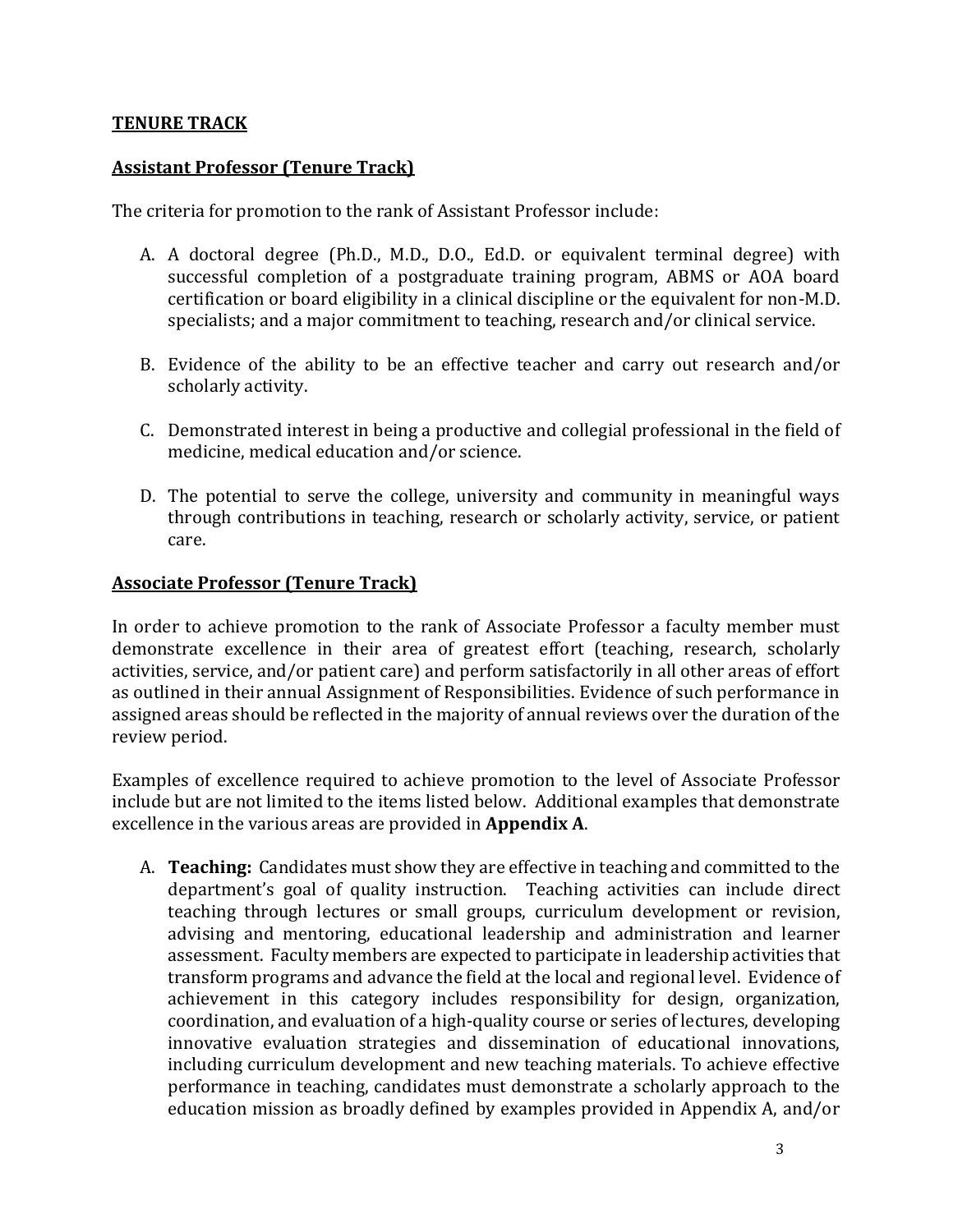**TENURE TRACK**

**Assistant Professor (Tenure Track)**

The criteria for promotion to the rank of Assistant Professor include:

A. A doctoral degree (Ph.D., M.D., D.O., Ed.D. or equivalent terminal degree) with successful completion of a postgraduate training program, ABMS or AOA board certification or board eligibility in a clinical discipline or the equivalent for non-M.D. specialists; and a major commitment to teaching, research and/or clinical service.

B. Evidence of the ability to be an effective teacher and carry out research and/or scholarly activity.

C. Demonstrated interest in being a productive and collegial professional in the field of medicine, medical education and/or science.

D. The potential to serve the college, university and community in meaningful ways through contributions in teaching, research or scholarly activity, service, or patient care.

**Associate Professor (Tenure Track)**

In order to achieve promotion to the rank of Associate Professor a faculty member must demonstrate excellence in their area of greatest effort (teaching, research, scholarly activities, service, and/or patient care) and perform satisfactorily in all other areas of effort as outlined in their annual Assignment of Responsibilities. Evidence of such performance in assigned areas should be reflected in the majority of annual reviews over the duration of the review period.

Examples of excellence required to achieve promotion to the level of Associate Professor include but are not limited to the items listed below. Additional examples that demonstrate excellence in the various areas are provided in **Appendix A**.

A. **Teaching:** Candidates must show they are effective in teaching and committed to the department's goal of quality instruction. Teaching activities can include direct teaching through lectures or small groups, curriculum development or revision, advising and mentoring, educational leadership and administration and learner assessment. Faculty members are expected to participate in leadership activities that transform programs and advance the field at the local and regional level. Evidence of achievement in this category includes responsibility for design, organization, coordination, and evaluation of a high-quality course or series of lectures, developing innovative evaluation strategies and dissemination of educational innovations, including curriculum development and new teaching materials. To achieve effective performance in teaching, candidates must demonstrate a scholarly approach to the education mission as broadly defined by examples provided in Appendix A, and/or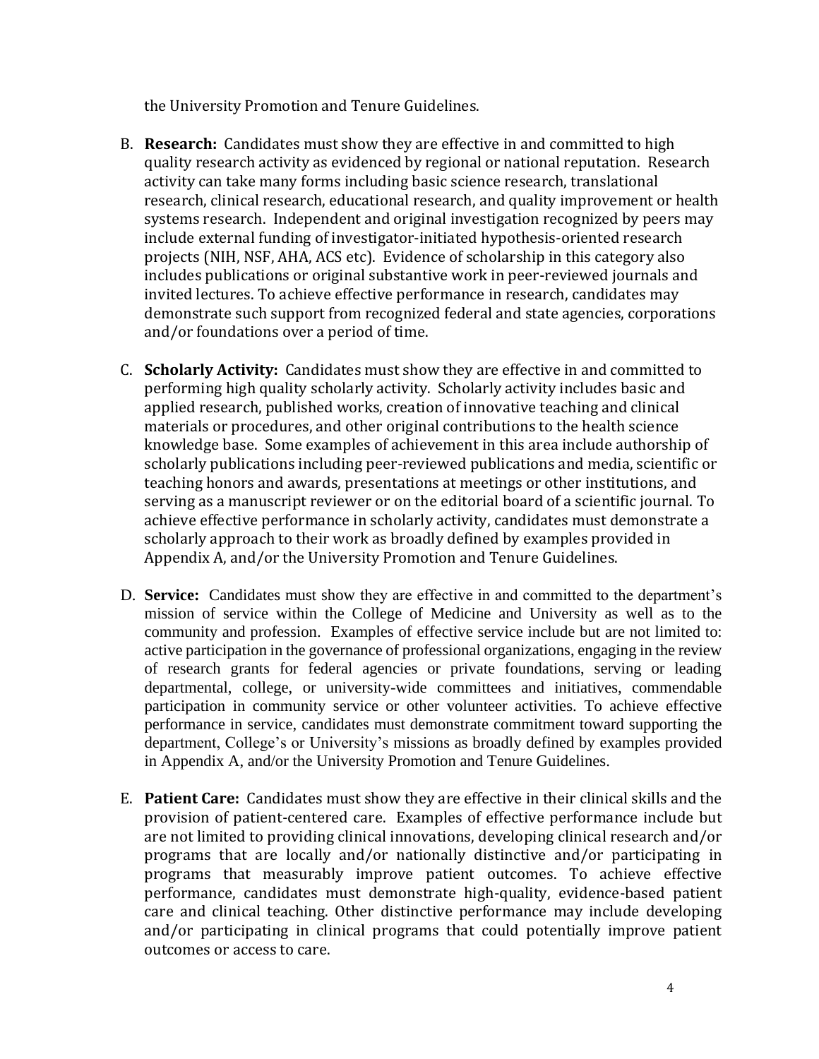the University Promotion and Tenure Guidelines.

B. **Research:** Candidates must show they are effective in and committed to high quality research activity as evidenced by regional or national reputation. Research activity can take many forms including basic science research, translational research, clinical research, educational research, and quality improvement or health systems research. Independent and original investigation recognized by peers may include external funding of investigator-initiated hypothesis-oriented research projects (NIH, NSF, AHA, ACS etc). Evidence of scholarship in this category also includes publications or original substantive work in peer-reviewed journals and invited lectures. To achieve effective performance in research, candidates may demonstrate such support from recognized federal and state agencies, corporations and/or foundations over a period of time.

C. **Scholarly Activity:** Candidates must show they are effective in and committed to performing high quality scholarly activity. Scholarly activity includes basic and applied research, published works, creation of innovative teaching and clinical materials or procedures, and other original contributions to the health science knowledge base. Some examples of achievement in this area include authorship of scholarly publications including peer-reviewed publications and media, scientific or teaching honors and awards, presentations at meetings or other institutions, and serving as a manuscript reviewer or on the editorial board of a scientific journal. To achieve effective performance in scholarly activity, candidates must demonstrate a scholarly approach to their work as broadly defined by examples provided in Appendix A, and/or the University Promotion and Tenure Guidelines.

D. **Service:** Candidates must show they are effective in and committed to the department's mission of service within the College of Medicine and University as well as to the community and profession. Examples of effective service include but are not limited to: active participation in the governance of professional organizations, engaging in the review of research grants for federal agencies or private foundations, serving or leading departmental, college, or university-wide committees and initiatives, commendable participation in community service or other volunteer activities. To achieve effective performance in service, candidates must demonstrate commitment toward supporting the department, College's or University's missions as broadly defined by examples provided in Appendix A, and/or the University Promotion and Tenure Guidelines.

E. **Patient Care:** Candidates must show they are effective in their clinical skills and the provision of patient-centered care. Examples of effective performance include but are not limited to providing clinical innovations, developing clinical research and/or programs that are locally and/or nationally distinctive and/or participating in programs that measurably improve patient outcomes. To achieve effective performance, candidates must demonstrate high-quality, evidence-based patient care and clinical teaching. Other distinctive performance may include developing and/or participating in clinical programs that could potentially improve patient outcomes or access to care.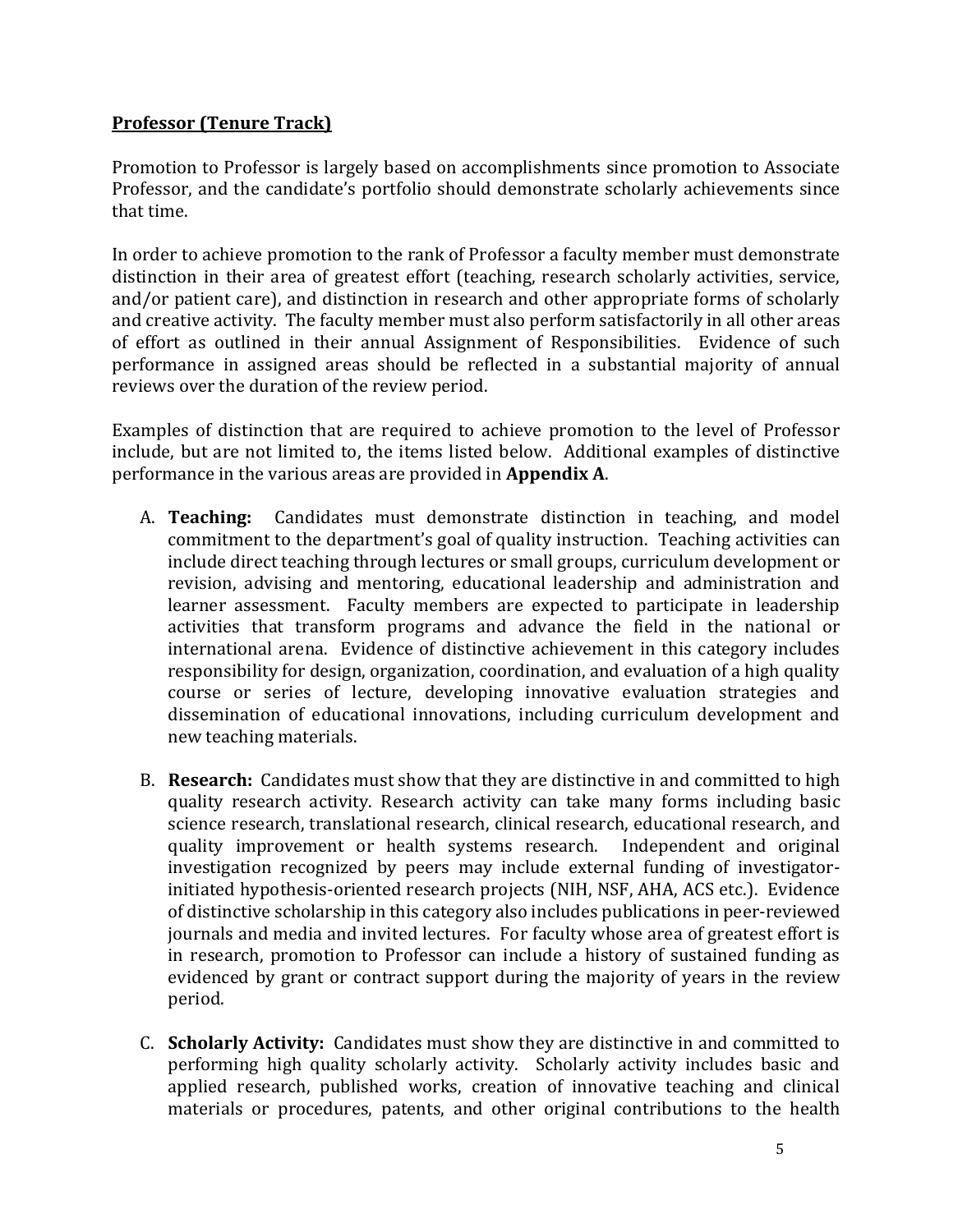**Professor (Tenure Track)**

Promotion to Professor is largely based on accomplishments since promotion to Associate Professor, and the candidate's portfolio should demonstrate scholarly achievements since that time.

In order to achieve promotion to the rank of Professor a faculty member must demonstrate distinction in their area of greatest effort (teaching, research scholarly activities, service, and/or patient care), and distinction in research and other appropriate forms of scholarly and creative activity. The faculty member must also perform satisfactorily in all other areas of effort as outlined in their annual Assignment of Responsibilities. Evidence of such performance in assigned areas should be reflected in a substantial majority of annual reviews over the duration of the review period.

Examples of distinction that are required to achieve promotion to the level of Professor include, but are not limited to, the items listed below. Additional examples of distinctive performance in the various areas are provided in **Appendix A**.

A. **Teaching:** Candidates must demonstrate distinction in teaching, and model commitment to the department's goal of quality instruction. Teaching activities can include direct teaching through lectures or small groups, curriculum development or revision, advising and mentoring, educational leadership and administration and learner assessment. Faculty members are expected to participate in leadership activities that transform programs and advance the field in the national or international arena. Evidence of distinctive achievement in this category includes responsibility for design, organization, coordination, and evaluation of a high quality course or series of lecture, developing innovative evaluation strategies and dissemination of educational innovations, including curriculum development and new teaching materials.

B. **Research:** Candidates must show that they are distinctive in and committed to high quality research activity. Research activity can take many forms including basic science research, translational research, clinical research, educational research, and quality improvement or health systems research. Independent and original investigation recognized by peers may include external funding of investigator-initiated hypothesis-oriented research projects (NIH, NSF, AHA, ACS etc.). Evidence of distinctive scholarship in this category also includes publications in peer-reviewed journals and media and invited lectures. For faculty whose area of greatest effort is in research, promotion to Professor can include a history of sustained funding as evidenced by grant or contract support during the majority of years in the review period.

C. **Scholarly Activity:** Candidates must show they are distinctive in and committed to performing high quality scholarly activity. Scholarly activity includes basic and applied research, published works, creation of innovative teaching and clinical materials or procedures, patents, and other original contributions to the health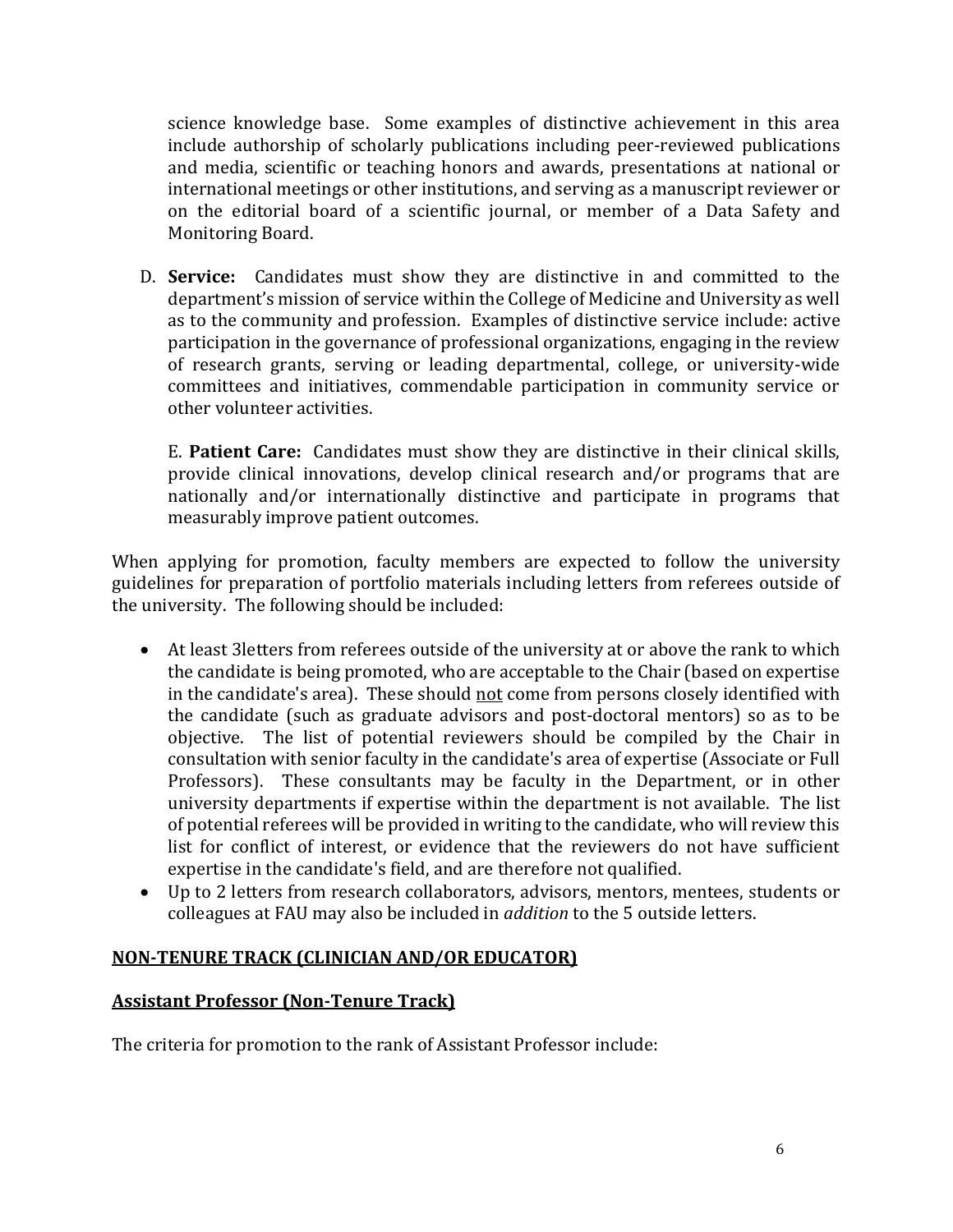science knowledge base. Some examples of distinctive achievement in this area include authorship of scholarly publications including peer-reviewed publications and media, scientific or teaching honors and awards, presentations at national or international meetings or other institutions, and serving as a manuscript reviewer or on the editorial board of a scientific journal, or member of a Data Safety and Monitoring Board.

D. **Service:** Candidates must show they are distinctive in and committed to the department's mission of service within the College of Medicine and University as well as to the community and profession. Examples of distinctive service include: active participation in the governance of professional organizations, engaging in the review of research grants, serving or leading departmental, college, or university-wide committees and initiatives, commendable participation in community service or other volunteer activities.

E. **Patient Care:** Candidates must show they are distinctive in their clinical skills, provide clinical innovations, develop clinical research and/or programs that are nationally and/or internationally distinctive and participate in programs that measurably improve patient outcomes.

When applying for promotion, faculty members are expected to follow the university guidelines for preparation of portfolio materials including letters from referees outside of the university. The following should be included:

- At least 3letters from referees outside of the university at or above the rank to which the candidate is being promoted, who are acceptable to the Chair (based on expertise in the candidate's area). These should <u>not</u> come from persons closely identified with the candidate (such as graduate advisors and post-doctoral mentors) so as to be objective. The list of potential reviewers should be compiled by the Chair in consultation with senior faculty in the candidate's area of expertise (Associate or Full Professors). These consultants may be faculty in the Department, or in other university departments if expertise within the department is not available. The list of potential referees will be provided in writing to the candidate, who will review this list for conflict of interest, or evidence that the reviewers do not have sufficient expertise in the candidate's field, and are therefore not qualified.
- Up to 2 letters from research collaborators, advisors, mentors, mentees, students or colleagues at FAU may also be included in *addition* to the 5 outside letters.

## NON-TENURE TRACK (CLINICIAN AND/OR EDUCATOR)

### Assistant Professor (Non-Tenure Track)

The criteria for promotion to the rank of Assistant Professor include: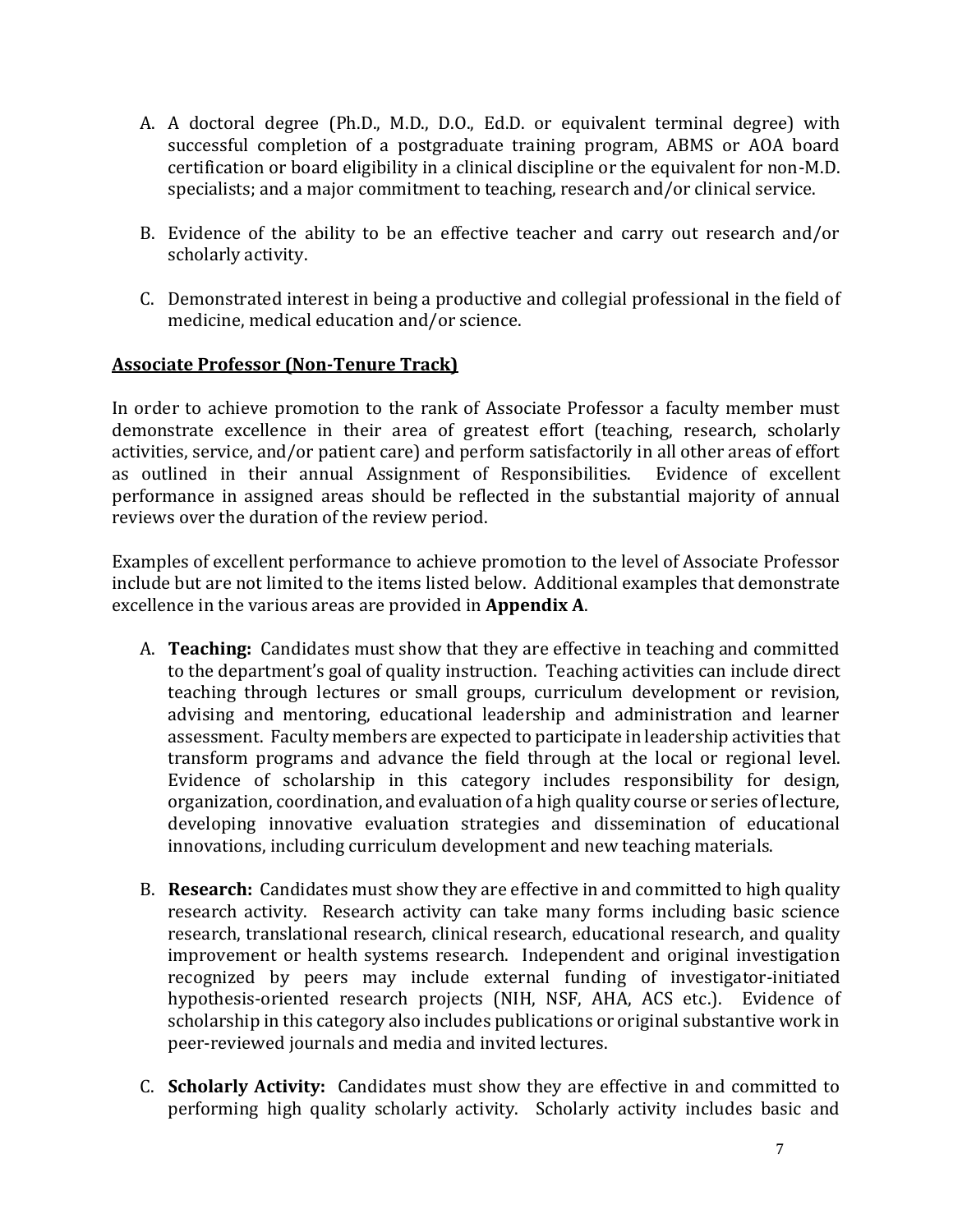A. A doctoral degree (Ph.D., M.D., D.O., Ed.D. or equivalent terminal degree) with successful completion of a postgraduate training program, ABMS or AOA board certification or board eligibility in a clinical discipline or the equivalent for non-M.D. specialists; and a major commitment to teaching, research and/or clinical service.

B. Evidence of the ability to be an effective teacher and carry out research and/or scholarly activity.

C. Demonstrated interest in being a productive and collegial professional in the field of medicine, medical education and/or science.

**Associate Professor (Non-Tenure Track)**

In order to achieve promotion to the rank of Associate Professor a faculty member must demonstrate excellence in their area of greatest effort (teaching, research, scholarly activities, service, and/or patient care) and perform satisfactorily in all other areas of effort as outlined in their annual Assignment of Responsibilities. Evidence of excellent performance in assigned areas should be reflected in the substantial majority of annual reviews over the duration of the review period.

Examples of excellent performance to achieve promotion to the level of Associate Professor include but are not limited to the items listed below. Additional examples that demonstrate excellence in the various areas are provided in **Appendix A**.

A. **Teaching:** Candidates must show that they are effective in teaching and committed to the department's goal of quality instruction. Teaching activities can include direct teaching through lectures or small groups, curriculum development or revision, advising and mentoring, educational leadership and administration and learner assessment. Faculty members are expected to participate in leadership activities that transform programs and advance the field through at the local or regional level. Evidence of scholarship in this category includes responsibility for design, organization, coordination, and evaluation of a high quality course or series of lecture, developing innovative evaluation strategies and dissemination of educational innovations, including curriculum development and new teaching materials.

B. **Research:** Candidates must show they are effective in and committed to high quality research activity. Research activity can take many forms including basic science research, translational research, clinical research, educational research, and quality improvement or health systems research. Independent and original investigation recognized by peers may include external funding of investigator-initiated hypothesis-oriented research projects (NIH, NSF, AHA, ACS etc.). Evidence of scholarship in this category also includes publications or original substantive work in peer-reviewed journals and media and invited lectures.

C. **Scholarly Activity:** Candidates must show they are effective in and committed to performing high quality scholarly activity. Scholarly activity includes basic and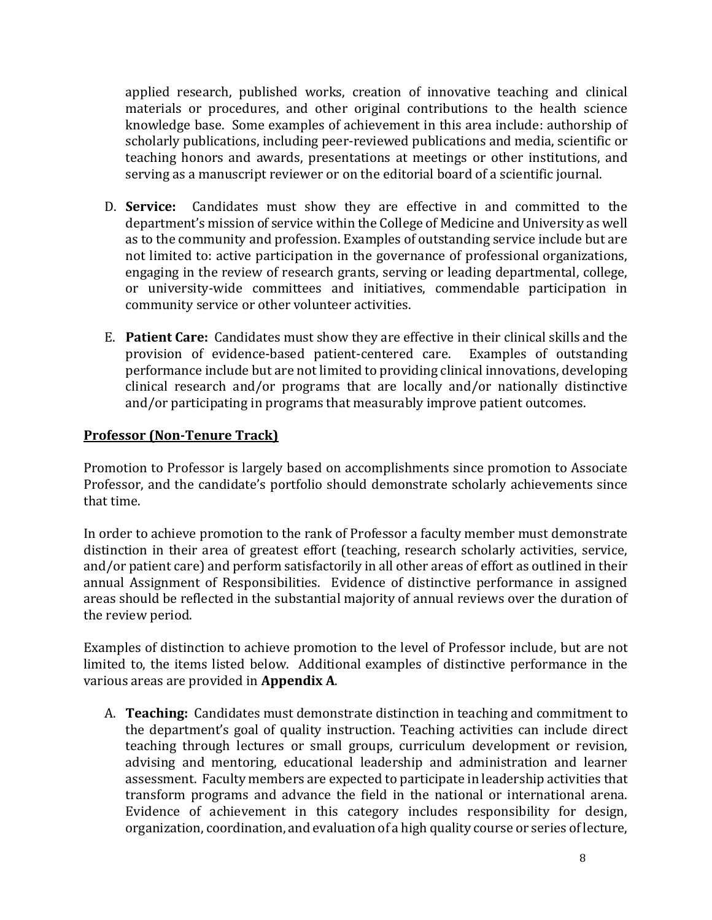applied research, published works, creation of innovative teaching and clinical materials or procedures, and other original contributions to the health science knowledge base. Some examples of achievement in this area include: authorship of scholarly publications, including peer-reviewed publications and media, scientific or teaching honors and awards, presentations at meetings or other institutions, and serving as a manuscript reviewer or on the editorial board of a scientific journal.

D. **Service:** Candidates must show they are effective in and committed to the department's mission of service within the College of Medicine and University as well as to the community and profession. Examples of outstanding service include but are not limited to: active participation in the governance of professional organizations, engaging in the review of research grants, serving or leading departmental, college, or university-wide committees and initiatives, commendable participation in community service or other volunteer activities.

E. **Patient Care:** Candidates must show they are effective in their clinical skills and the provision of evidence-based patient-centered care. Examples of outstanding performance include but are not limited to providing clinical innovations, developing clinical research and/or programs that are locally and/or nationally distinctive and/or participating in programs that measurably improve patient outcomes.

## Professor (Non-Tenure Track)

Promotion to Professor is largely based on accomplishments since promotion to Associate Professor, and the candidate's portfolio should demonstrate scholarly achievements since that time.

In order to achieve promotion to the rank of Professor a faculty member must demonstrate distinction in their area of greatest effort (teaching, research scholarly activities, service, and/or patient care) and perform satisfactorily in all other areas of effort as outlined in their annual Assignment of Responsibilities. Evidence of distinctive performance in assigned areas should be reflected in the substantial majority of annual reviews over the duration of the review period.

Examples of distinction to achieve promotion to the level of Professor include, but are not limited to, the items listed below. Additional examples of distinctive performance in the various areas are provided in **Appendix A**.

A. **Teaching:** Candidates must demonstrate distinction in teaching and commitment to the department's goal of quality instruction. Teaching activities can include direct teaching through lectures or small groups, curriculum development or revision, advising and mentoring, educational leadership and administration and learner assessment. Faculty members are expected to participate in leadership activities that transform programs and advance the field in the national or international arena. Evidence of achievement in this category includes responsibility for design, organization, coordination, and evaluation of a high quality course or series of lecture,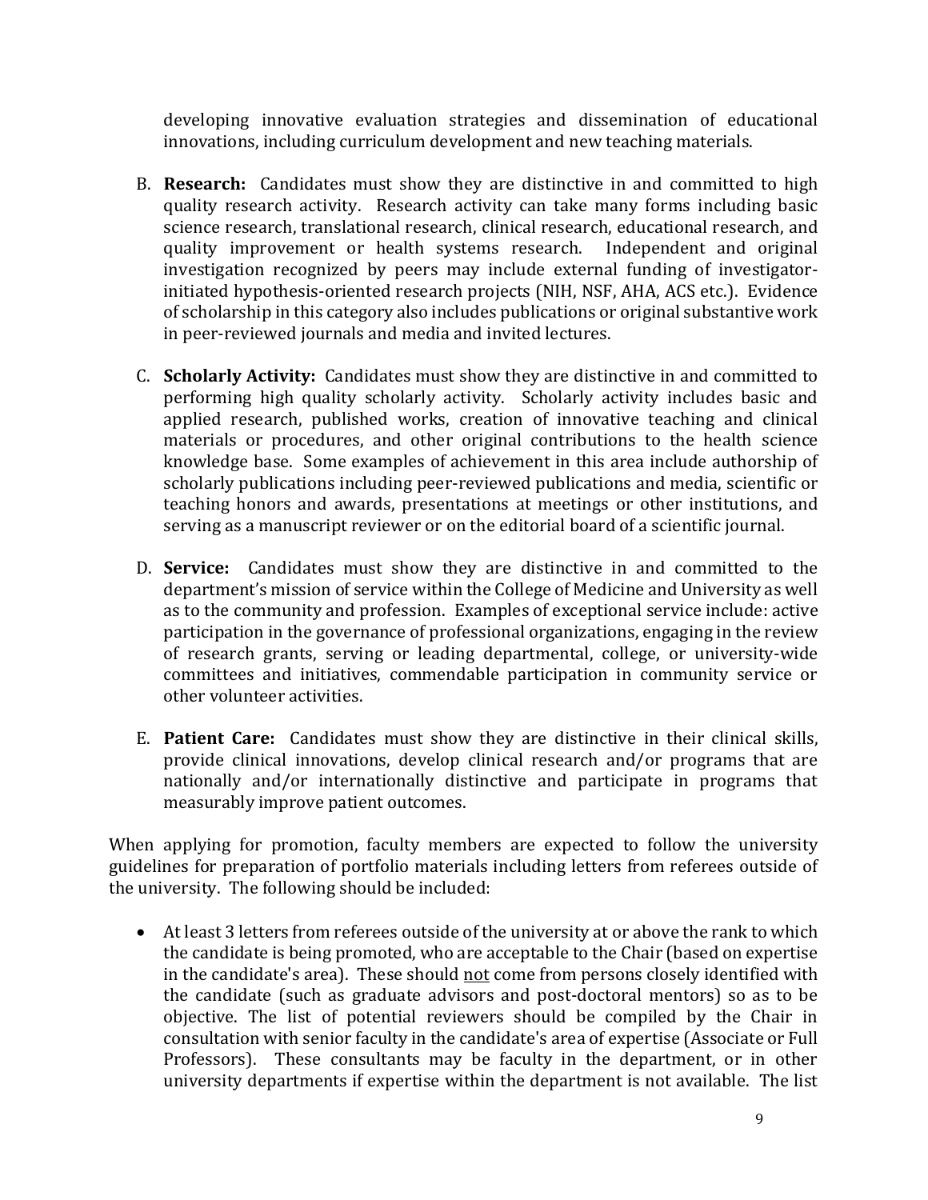developing innovative evaluation strategies and dissemination of educational innovations, including curriculum development and new teaching materials.

B. **Research:** Candidates must show they are distinctive in and committed to high quality research activity. Research activity can take many forms including basic science research, translational research, clinical research, educational research, and quality improvement or health systems research. Independent and original investigation recognized by peers may include external funding of investigator-initiated hypothesis-oriented research projects (NIH, NSF, AHA, ACS etc.). Evidence of scholarship in this category also includes publications or original substantive work in peer-reviewed journals and media and invited lectures.

C. **Scholarly Activity:** Candidates must show they are distinctive in and committed to performing high quality scholarly activity. Scholarly activity includes basic and applied research, published works, creation of innovative teaching and clinical materials or procedures, and other original contributions to the health science knowledge base. Some examples of achievement in this area include authorship of scholarly publications including peer-reviewed publications and media, scientific or teaching honors and awards, presentations at meetings or other institutions, and serving as a manuscript reviewer or on the editorial board of a scientific journal.

D. **Service:** Candidates must show they are distinctive in and committed to the department's mission of service within the College of Medicine and University as well as to the community and profession. Examples of exceptional service include: active participation in the governance of professional organizations, engaging in the review of research grants, serving or leading departmental, college, or university-wide committees and initiatives, commendable participation in community service or other volunteer activities.

E. **Patient Care:** Candidates must show they are distinctive in their clinical skills, provide clinical innovations, develop clinical research and/or programs that are nationally and/or internationally distinctive and participate in programs that measurably improve patient outcomes.

When applying for promotion, faculty members are expected to follow the university guidelines for preparation of portfolio materials including letters from referees outside of the university. The following should be included:

- At least 3 letters from referees outside of the university at or above the rank to which the candidate is being promoted, who are acceptable to the Chair (based on expertise in the candidate's area). These should <u>not</u> come from persons closely identified with the candidate (such as graduate advisors and post-doctoral mentors) so as to be objective. The list of potential reviewers should be compiled by the Chair in consultation with senior faculty in the candidate's area of expertise (Associate or Full Professors). These consultants may be faculty in the department, or in other university departments if expertise within the department is not available. The list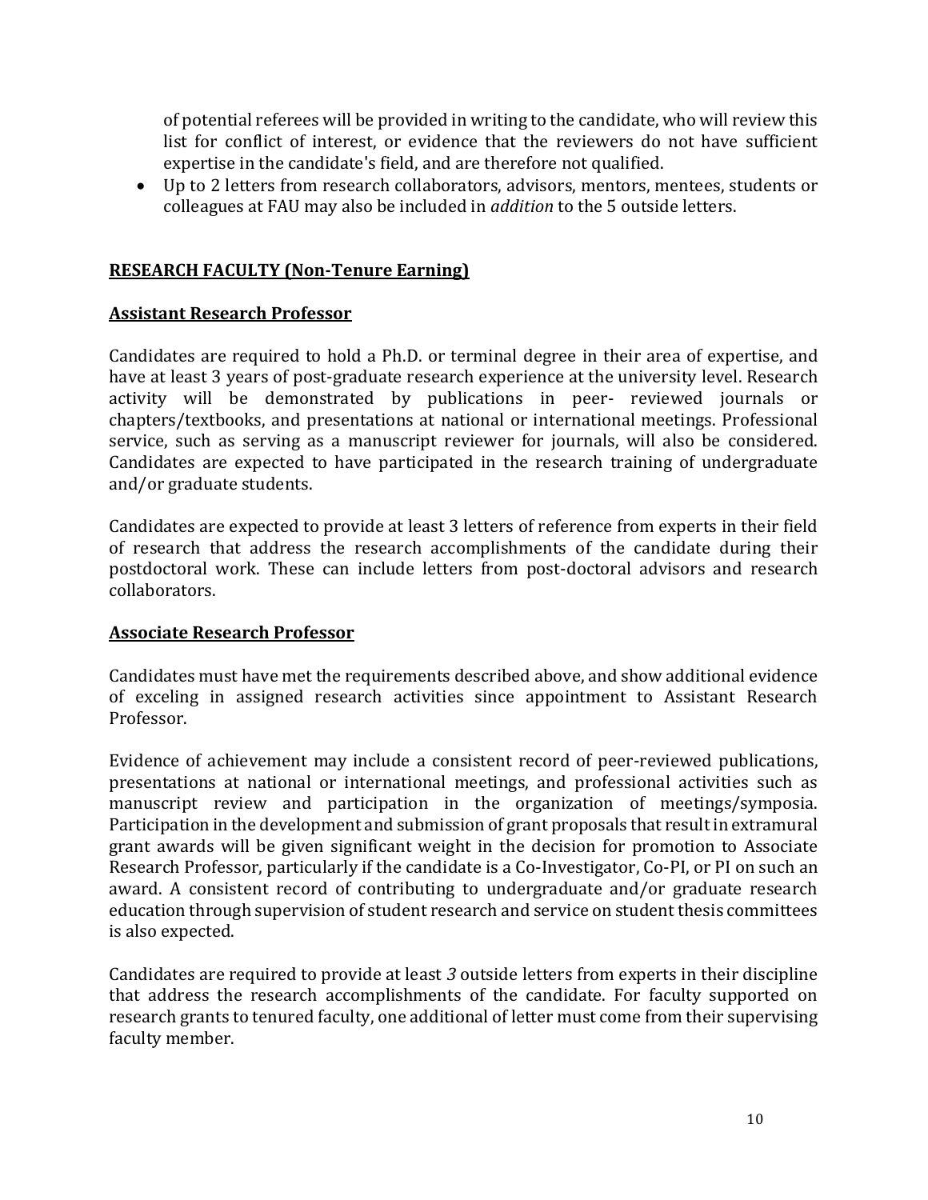of potential referees will be provided in writing to the candidate, who will review this list for conflict of interest, or evidence that the reviewers do not have sufficient expertise in the candidate's field, and are therefore not qualified.

- Up to 2 letters from research collaborators, advisors, mentors, mentees, students or colleagues at FAU may also be included in *addition* to the 5 outside letters.

**RESEARCH FACULTY (Non-Tenure Earning)**

**Assistant Research Professor**

Candidates are required to hold a Ph.D. or terminal degree in their area of expertise, and have at least 3 years of post-graduate research experience at the university level. Research activity will be demonstrated by publications in peer- reviewed journals or chapters/textbooks, and presentations at national or international meetings. Professional service, such as serving as a manuscript reviewer for journals, will also be considered. Candidates are expected to have participated in the research training of undergraduate and/or graduate students.

Candidates are expected to provide at least 3 letters of reference from experts in their field of research that address the research accomplishments of the candidate during their postdoctoral work. These can include letters from post-doctoral advisors and research collaborators.

**Associate Research Professor**

Candidates must have met the requirements described above, and show additional evidence of exceling in assigned research activities since appointment to Assistant Research Professor.

Evidence of achievement may include a consistent record of peer-reviewed publications, presentations at national or international meetings, and professional activities such as manuscript review and participation in the organization of meetings/symposia. Participation in the development and submission of grant proposals that result in extramural grant awards will be given significant weight in the decision for promotion to Associate Research Professor, particularly if the candidate is a Co-Investigator, Co-PI, or PI on such an award. A consistent record of contributing to undergraduate and/or graduate research education through supervision of student research and service on student thesis committees is also expected.

Candidates are required to provide at least *3* outside letters from experts in their discipline that address the research accomplishments of the candidate. For faculty supported on research grants to tenured faculty, one additional of letter must come from their supervising faculty member.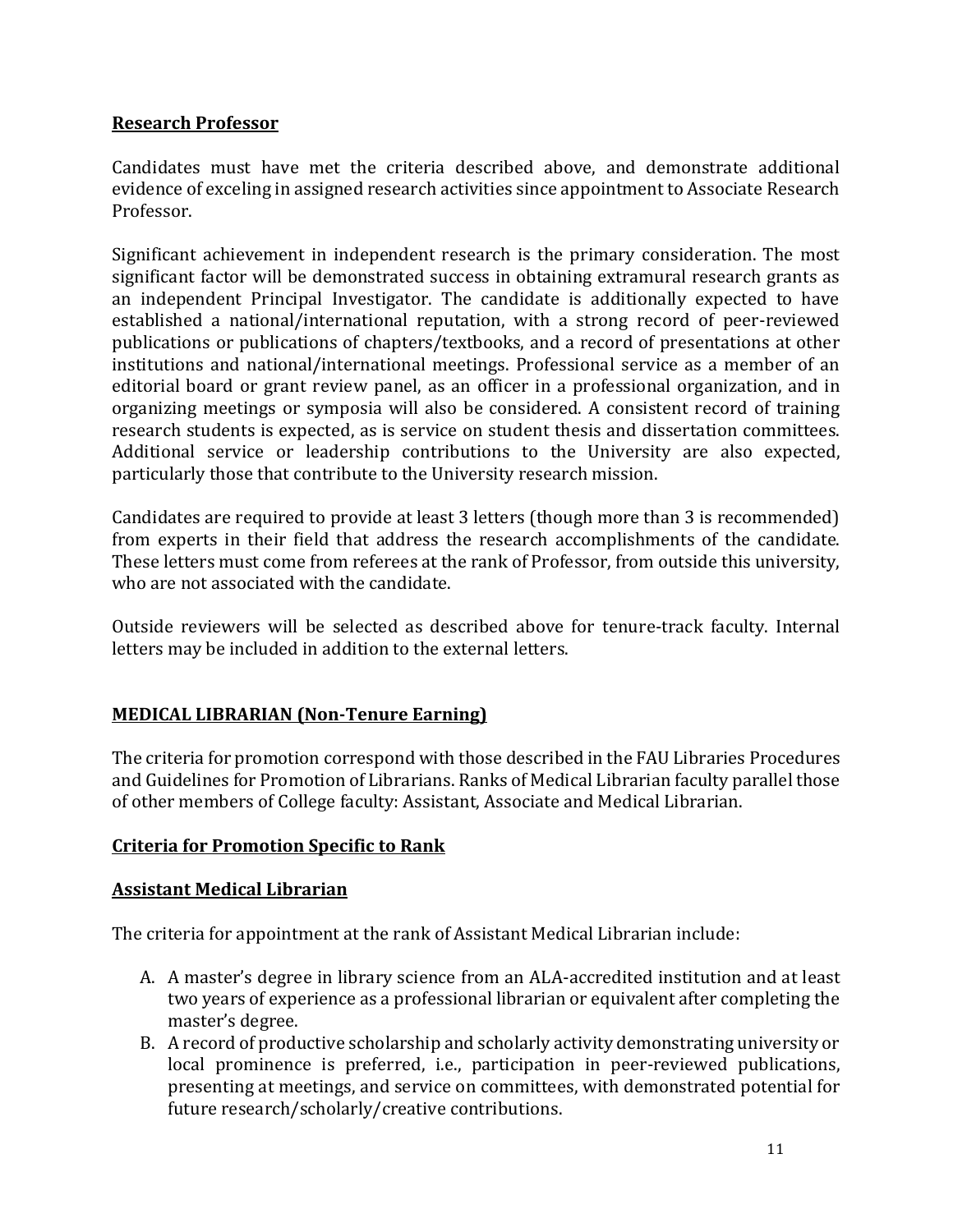**Research Professor**

Candidates must have met the criteria described above, and demonstrate additional evidence of exceling in assigned research activities since appointment to Associate Research Professor.

Significant achievement in independent research is the primary consideration. The most significant factor will be demonstrated success in obtaining extramural research grants as an independent Principal Investigator. The candidate is additionally expected to have established a national/international reputation, with a strong record of peer-reviewed publications or publications of chapters/textbooks, and a record of presentations at other institutions and national/international meetings. Professional service as a member of an editorial board or grant review panel, as an officer in a professional organization, and in organizing meetings or symposia will also be considered. A consistent record of training research students is expected, as is service on student thesis and dissertation committees. Additional service or leadership contributions to the University are also expected, particularly those that contribute to the University research mission.

Candidates are required to provide at least 3 letters (though more than 3 is recommended) from experts in their field that address the research accomplishments of the candidate. These letters must come from referees at the rank of Professor, from outside this university, who are not associated with the candidate.

Outside reviewers will be selected as described above for tenure-track faculty. Internal letters may be included in addition to the external letters.

**MEDICAL LIBRARIAN (Non-Tenure Earning)**

The criteria for promotion correspond with those described in the FAU Libraries Procedures and Guidelines for Promotion of Librarians. Ranks of Medical Librarian faculty parallel those of other members of College faculty: Assistant, Associate and Medical Librarian.

**Criteria for Promotion Specific to Rank**

**Assistant Medical Librarian**

The criteria for appointment at the rank of Assistant Medical Librarian include:

A. A master's degree in library science from an ALA-accredited institution and at least two years of experience as a professional librarian or equivalent after completing the master's degree.
B. A record of productive scholarship and scholarly activity demonstrating university or local prominence is preferred, i.e., participation in peer-reviewed publications, presenting at meetings, and service on committees, with demonstrated potential for future research/scholarly/creative contributions.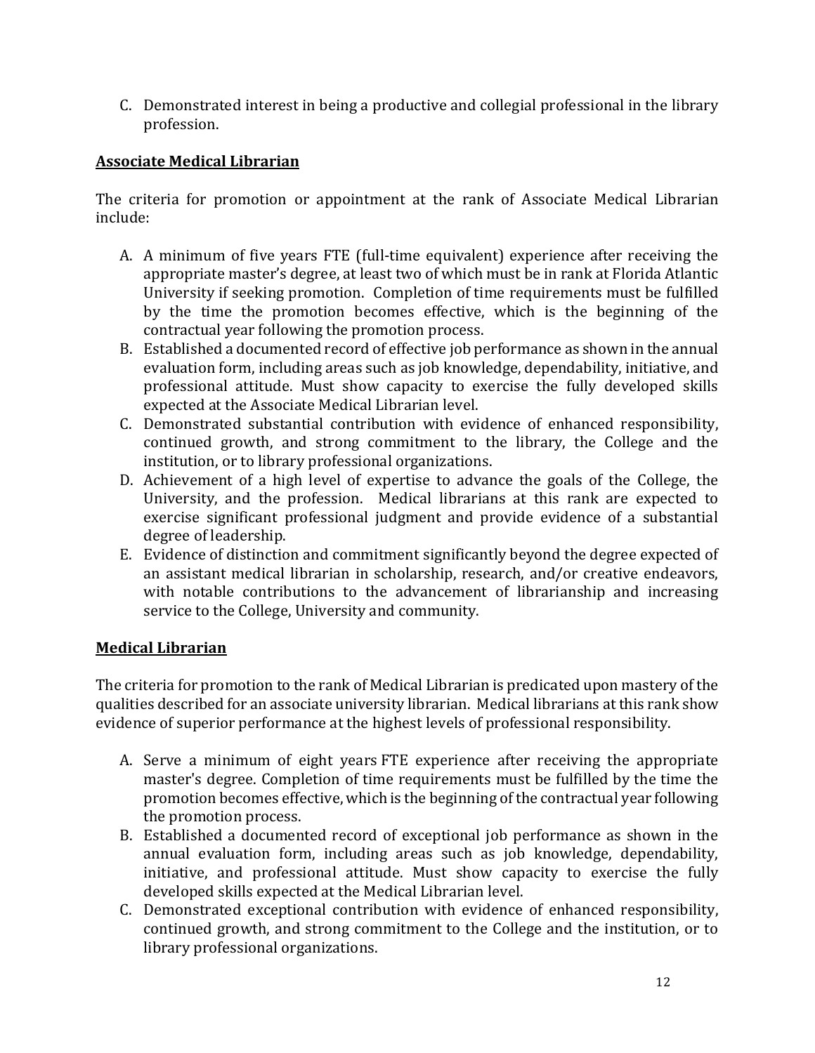C. Demonstrated interest in being a productive and collegial professional in the library profession.

**Associate Medical Librarian**

The criteria for promotion or appointment at the rank of Associate Medical Librarian include:

A. A minimum of five years FTE (full-time equivalent) experience after receiving the appropriate master's degree, at least two of which must be in rank at Florida Atlantic University if seeking promotion. Completion of time requirements must be fulfilled by the time the promotion becomes effective, which is the beginning of the contractual year following the promotion process.
B. Established a documented record of effective job performance as shown in the annual evaluation form, including areas such as job knowledge, dependability, initiative, and professional attitude. Must show capacity to exercise the fully developed skills expected at the Associate Medical Librarian level.
C. Demonstrated substantial contribution with evidence of enhanced responsibility, continued growth, and strong commitment to the library, the College and the institution, or to library professional organizations.
D. Achievement of a high level of expertise to advance the goals of the College, the University, and the profession. Medical librarians at this rank are expected to exercise significant professional judgment and provide evidence of a substantial degree of leadership.
E. Evidence of distinction and commitment significantly beyond the degree expected of an assistant medical librarian in scholarship, research, and/or creative endeavors, with notable contributions to the advancement of librarianship and increasing service to the College, University and community.

**Medical Librarian**

The criteria for promotion to the rank of Medical Librarian is predicated upon mastery of the qualities described for an associate university librarian. Medical librarians at this rank show evidence of superior performance at the highest levels of professional responsibility.

A. Serve a minimum of eight years FTE experience after receiving the appropriate master's degree. Completion of time requirements must be fulfilled by the time the promotion becomes effective, which is the beginning of the contractual year following the promotion process.
B. Established a documented record of exceptional job performance as shown in the annual evaluation form, including areas such as job knowledge, dependability, initiative, and professional attitude. Must show capacity to exercise the fully developed skills expected at the Medical Librarian level.
C. Demonstrated exceptional contribution with evidence of enhanced responsibility, continued growth, and strong commitment to the College and the institution, or to library professional organizations.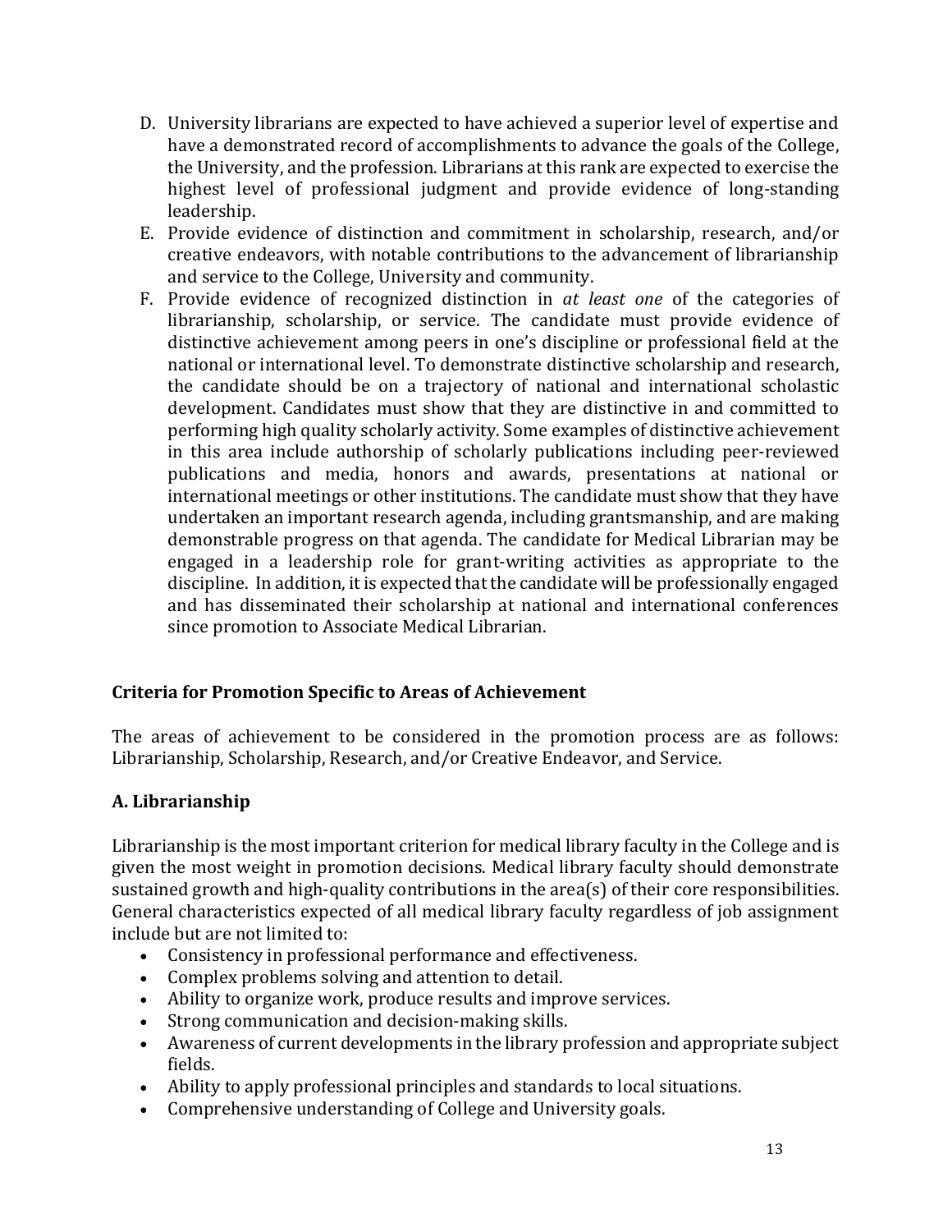D. University librarians are expected to have achieved a superior level of expertise and have a demonstrated record of accomplishments to advance the goals of the College, the University, and the profession. Librarians at this rank are expected to exercise the highest level of professional judgment and provide evidence of long-standing leadership.
E. Provide evidence of distinction and commitment in scholarship, research, and/or creative endeavors, with notable contributions to the advancement of librarianship and service to the College, University and community.
F. Provide evidence of recognized distinction in *at least one* of the categories of librarianship, scholarship, or service. The candidate must provide evidence of distinctive achievement among peers in one's discipline or professional field at the national or international level. To demonstrate distinctive scholarship and research, the candidate should be on a trajectory of national and international scholastic development. Candidates must show that they are distinctive in and committed to performing high quality scholarly activity. Some examples of distinctive achievement in this area include authorship of scholarly publications including peer-reviewed publications and media, honors and awards, presentations at national or international meetings or other institutions. The candidate must show that they have undertaken an important research agenda, including grantsmanship, and are making demonstrable progress on that agenda. The candidate for Medical Librarian may be engaged in a leadership role for grant-writing activities as appropriate to the discipline. In addition, it is expected that the candidate will be professionally engaged and has disseminated their scholarship at national and international conferences since promotion to Associate Medical Librarian.

## Criteria for Promotion Specific to Areas of Achievement

The areas of achievement to be considered in the promotion process are as follows: Librarianship, Scholarship, Research, and/or Creative Endeavor, and Service.

### A. Librarianship

Librarianship is the most important criterion for medical library faculty in the College and is given the most weight in promotion decisions. Medical library faculty should demonstrate sustained growth and high-quality contributions in the area(s) of their core responsibilities. General characteristics expected of all medical library faculty regardless of job assignment include but are not limited to:

- Consistency in professional performance and effectiveness.
- Complex problems solving and attention to detail.
- Ability to organize work, produce results and improve services.
- Strong communication and decision-making skills.
- Awareness of current developments in the library profession and appropriate subject fields.
- Ability to apply professional principles and standards to local situations.
- Comprehensive understanding of College and University goals.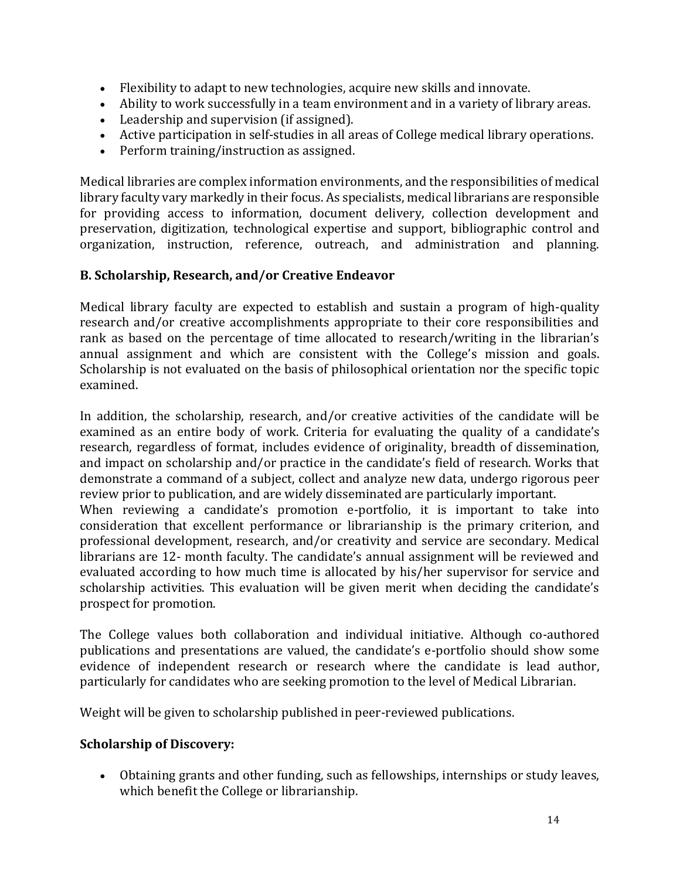- Flexibility to adapt to new technologies, acquire new skills and innovate.
- Ability to work successfully in a team environment and in a variety of library areas.
- Leadership and supervision (if assigned).
- Active participation in self-studies in all areas of College medical library operations.
- Perform training/instruction as assigned.

Medical libraries are complex information environments, and the responsibilities of medical library faculty vary markedly in their focus. As specialists, medical librarians are responsible for providing access to information, document delivery, collection development and preservation, digitization, technological expertise and support, bibliographic control and organization, instruction, reference, outreach, and administration and planning.

### B. Scholarship, Research, and/or Creative Endeavor

Medical library faculty are expected to establish and sustain a program of high-quality research and/or creative accomplishments appropriate to their core responsibilities and rank as based on the percentage of time allocated to research/writing in the librarian's annual assignment and which are consistent with the College's mission and goals. Scholarship is not evaluated on the basis of philosophical orientation nor the specific topic examined.

In addition, the scholarship, research, and/or creative activities of the candidate will be examined as an entire body of work. Criteria for evaluating the quality of a candidate's research, regardless of format, includes evidence of originality, breadth of dissemination, and impact on scholarship and/or practice in the candidate's field of research. Works that demonstrate a command of a subject, collect and analyze new data, undergo rigorous peer review prior to publication, and are widely disseminated are particularly important.
When reviewing a candidate's promotion e-portfolio, it is important to take into consideration that excellent performance or librarianship is the primary criterion, and professional development, research, and/or creativity and service are secondary. Medical librarians are 12- month faculty. The candidate's annual assignment will be reviewed and evaluated according to how much time is allocated by his/her supervisor for service and scholarship activities. This evaluation will be given merit when deciding the candidate's prospect for promotion.

The College values both collaboration and individual initiative. Although co-authored publications and presentations are valued, the candidate's e-portfolio should show some evidence of independent research or research where the candidate is lead author, particularly for candidates who are seeking promotion to the level of Medical Librarian.

Weight will be given to scholarship published in peer-reviewed publications.

**Scholarship of Discovery:**

- Obtaining grants and other funding, such as fellowships, internships or study leaves, which benefit the College or librarianship.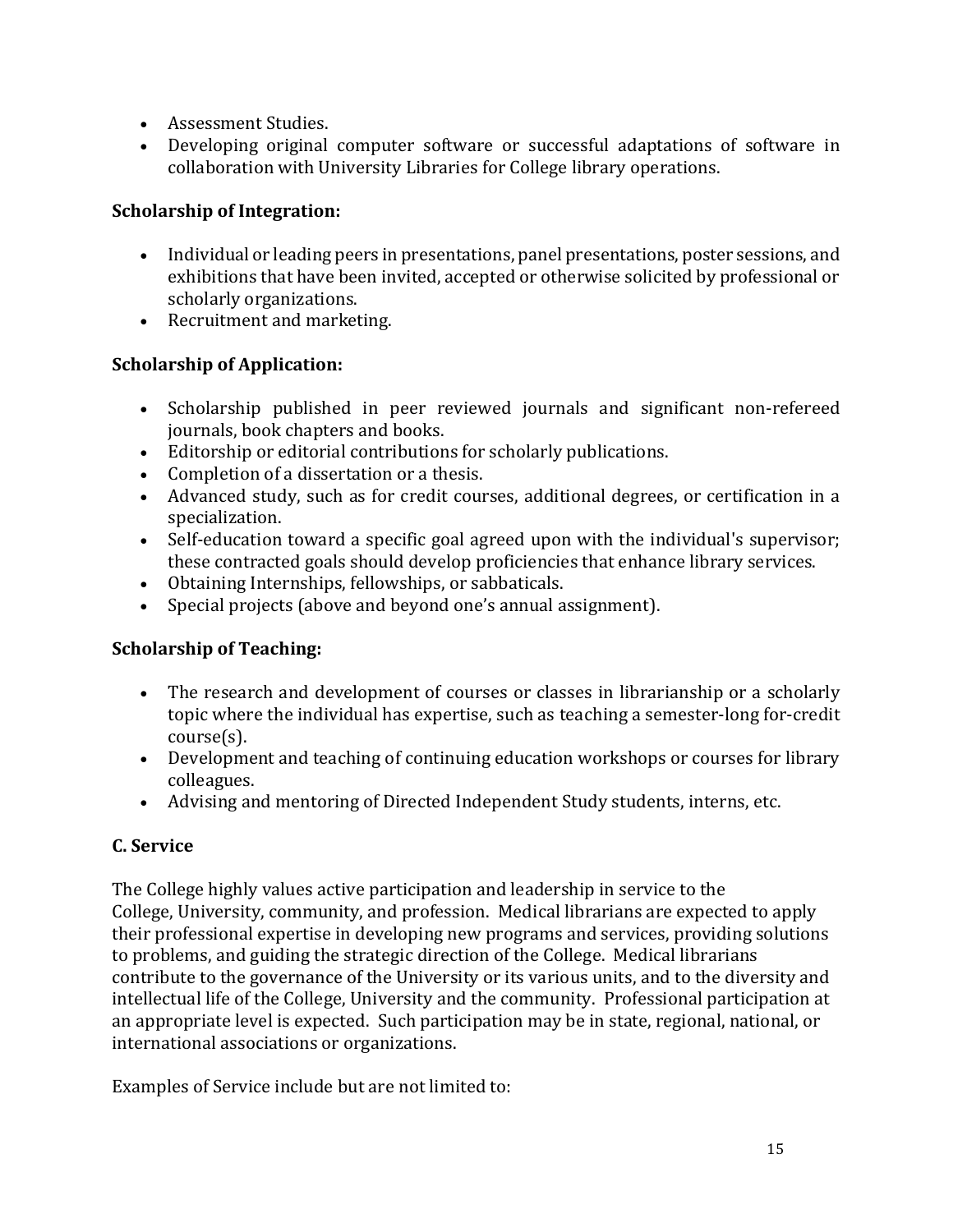- Assessment Studies.
- Developing original computer software or successful adaptations of software in collaboration with University Libraries for College library operations.

**Scholarship of Integration:**

- Individual or leading peers in presentations, panel presentations, poster sessions, and exhibitions that have been invited, accepted or otherwise solicited by professional or scholarly organizations.
- Recruitment and marketing.

**Scholarship of Application:**

- Scholarship published in peer reviewed journals and significant non-refereed journals, book chapters and books.
- Editorship or editorial contributions for scholarly publications.
- Completion of a dissertation or a thesis.
- Advanced study, such as for credit courses, additional degrees, or certification in a specialization.
- Self-education toward a specific goal agreed upon with the individual's supervisor; these contracted goals should develop proficiencies that enhance library services.
- Obtaining Internships, fellowships, or sabbaticals.
- Special projects (above and beyond one's annual assignment).

**Scholarship of Teaching:**

- The research and development of courses or classes in librarianship or a scholarly topic where the individual has expertise, such as teaching a semester-long for-credit course(s).
- Development and teaching of continuing education workshops or courses for library colleagues.
- Advising and mentoring of Directed Independent Study students, interns, etc.

### C. Service

The College highly values active participation and leadership in service to the College, University, community, and profession. Medical librarians are expected to apply their professional expertise in developing new programs and services, providing solutions to problems, and guiding the strategic direction of the College. Medical librarians contribute to the governance of the University or its various units, and to the diversity and intellectual life of the College, University and the community. Professional participation at an appropriate level is expected. Such participation may be in state, regional, national, or international associations or organizations.

Examples of Service include but are not limited to: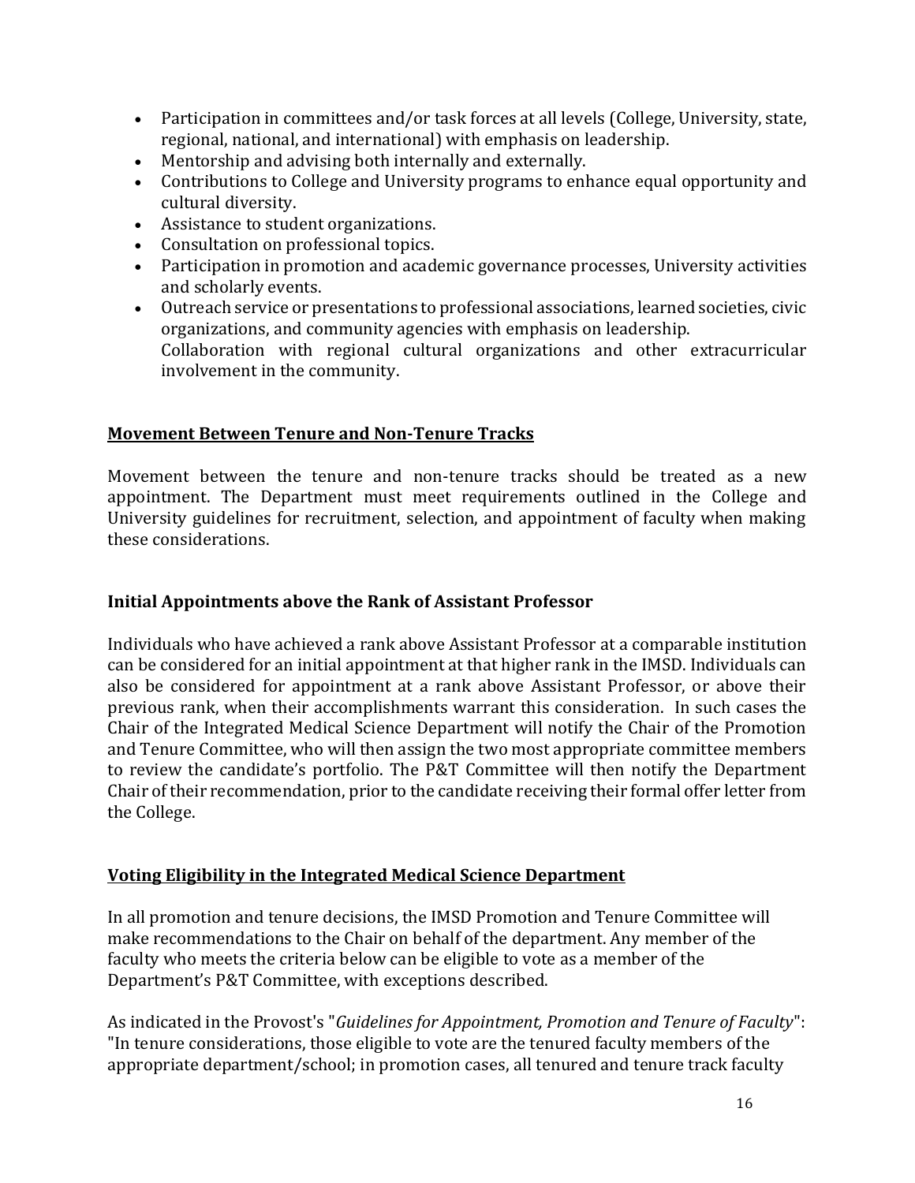- Participation in committees and/or task forces at all levels (College, University, state, regional, national, and international) with emphasis on leadership.
- Mentorship and advising both internally and externally.
- Contributions to College and University programs to enhance equal opportunity and cultural diversity.
- Assistance to student organizations.
- Consultation on professional topics.
- Participation in promotion and academic governance processes, University activities and scholarly events.
- Outreach service or presentations to professional associations, learned societies, civic organizations, and community agencies with emphasis on leadership.
  Collaboration with regional cultural organizations and other extracurricular involvement in the community.

## Movement Between Tenure and Non-Tenure Tracks

Movement between the tenure and non-tenure tracks should be treated as a new appointment. The Department must meet requirements outlined in the College and University guidelines for recruitment, selection, and appointment of faculty when making these considerations.

## Initial Appointments above the Rank of Assistant Professor

Individuals who have achieved a rank above Assistant Professor at a comparable institution can be considered for an initial appointment at that higher rank in the IMSD. Individuals can also be considered for appointment at a rank above Assistant Professor, or above their previous rank, when their accomplishments warrant this consideration. In such cases the Chair of the Integrated Medical Science Department will notify the Chair of the Promotion and Tenure Committee, who will then assign the two most appropriate committee members to review the candidate's portfolio. The P&T Committee will then notify the Department Chair of their recommendation, prior to the candidate receiving their formal offer letter from the College.

## Voting Eligibility in the Integrated Medical Science Department

In all promotion and tenure decisions, the IMSD Promotion and Tenure Committee will make recommendations to the Chair on behalf of the department. Any member of the faculty who meets the criteria below can be eligible to vote as a member of the Department's P&T Committee, with exceptions described.

As indicated in the Provost's "*Guidelines for Appointment, Promotion and Tenure of Faculty*": "In tenure considerations, those eligible to vote are the tenured faculty members of the appropriate department/school; in promotion cases, all tenured and tenure track faculty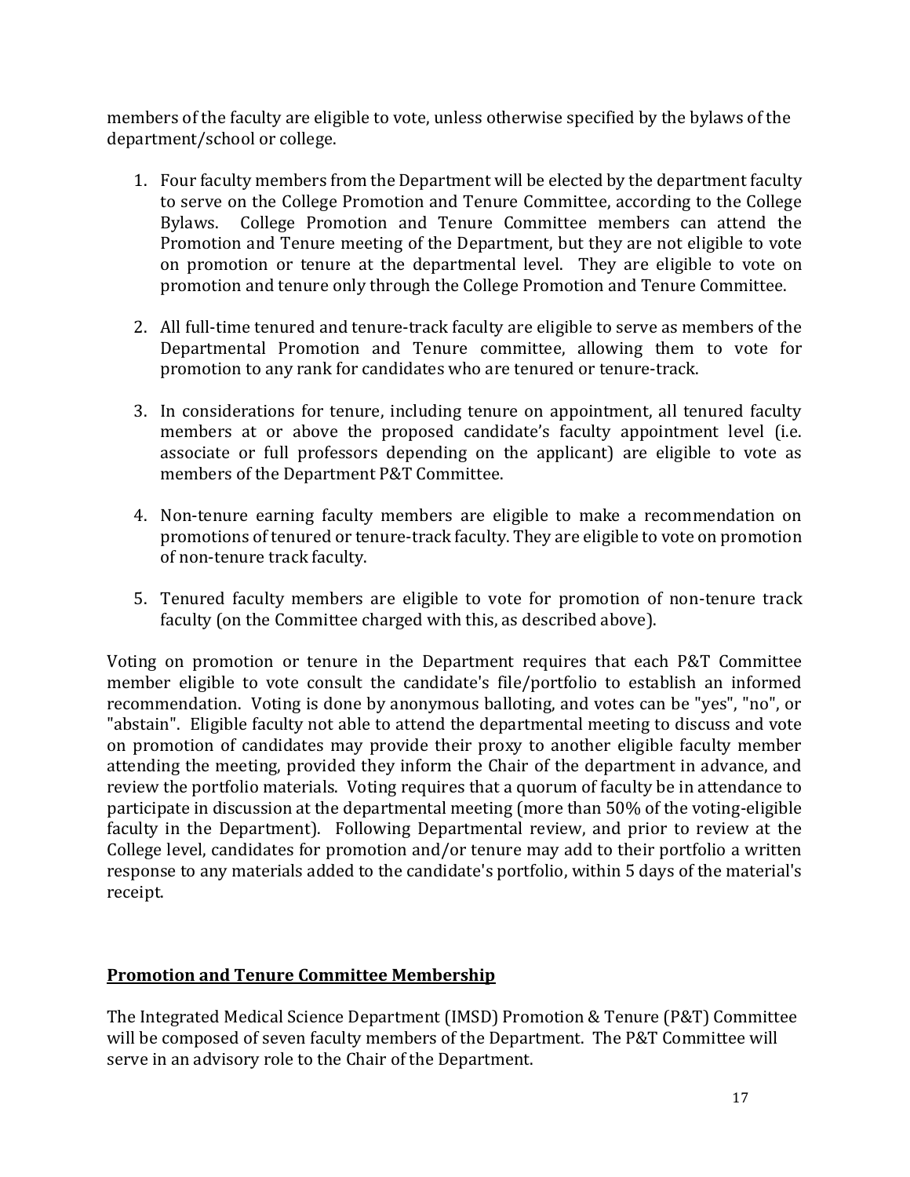members of the faculty are eligible to vote, unless otherwise specified by the bylaws of the department/school or college.

1. Four faculty members from the Department will be elected by the department faculty to serve on the College Promotion and Tenure Committee, according to the College Bylaws. College Promotion and Tenure Committee members can attend the Promotion and Tenure meeting of the Department, but they are not eligible to vote on promotion or tenure at the departmental level. They are eligible to vote on promotion and tenure only through the College Promotion and Tenure Committee.

2. All full-time tenured and tenure-track faculty are eligible to serve as members of the Departmental Promotion and Tenure committee, allowing them to vote for promotion to any rank for candidates who are tenured or tenure-track.

3. In considerations for tenure, including tenure on appointment, all tenured faculty members at or above the proposed candidate's faculty appointment level (i.e. associate or full professors depending on the applicant) are eligible to vote as members of the Department P&T Committee.

4. Non-tenure earning faculty members are eligible to make a recommendation on promotions of tenured or tenure-track faculty. They are eligible to vote on promotion of non-tenure track faculty.

5. Tenured faculty members are eligible to vote for promotion of non-tenure track faculty (on the Committee charged with this, as described above).

Voting on promotion or tenure in the Department requires that each P&T Committee member eligible to vote consult the candidate's file/portfolio to establish an informed recommendation. Voting is done by anonymous balloting, and votes can be "yes", "no", or "abstain". Eligible faculty not able to attend the departmental meeting to discuss and vote on promotion of candidates may provide their proxy to another eligible faculty member attending the meeting, provided they inform the Chair of the department in advance, and review the portfolio materials. Voting requires that a quorum of faculty be in attendance to participate in discussion at the departmental meeting (more than 50% of the voting-eligible faculty in the Department). Following Departmental review, and prior to review at the College level, candidates for promotion and/or tenure may add to their portfolio a written response to any materials added to the candidate's portfolio, within 5 days of the material's receipt.

## Promotion and Tenure Committee Membership

The Integrated Medical Science Department (IMSD) Promotion & Tenure (P&T) Committee will be composed of seven faculty members of the Department. The P&T Committee will serve in an advisory role to the Chair of the Department.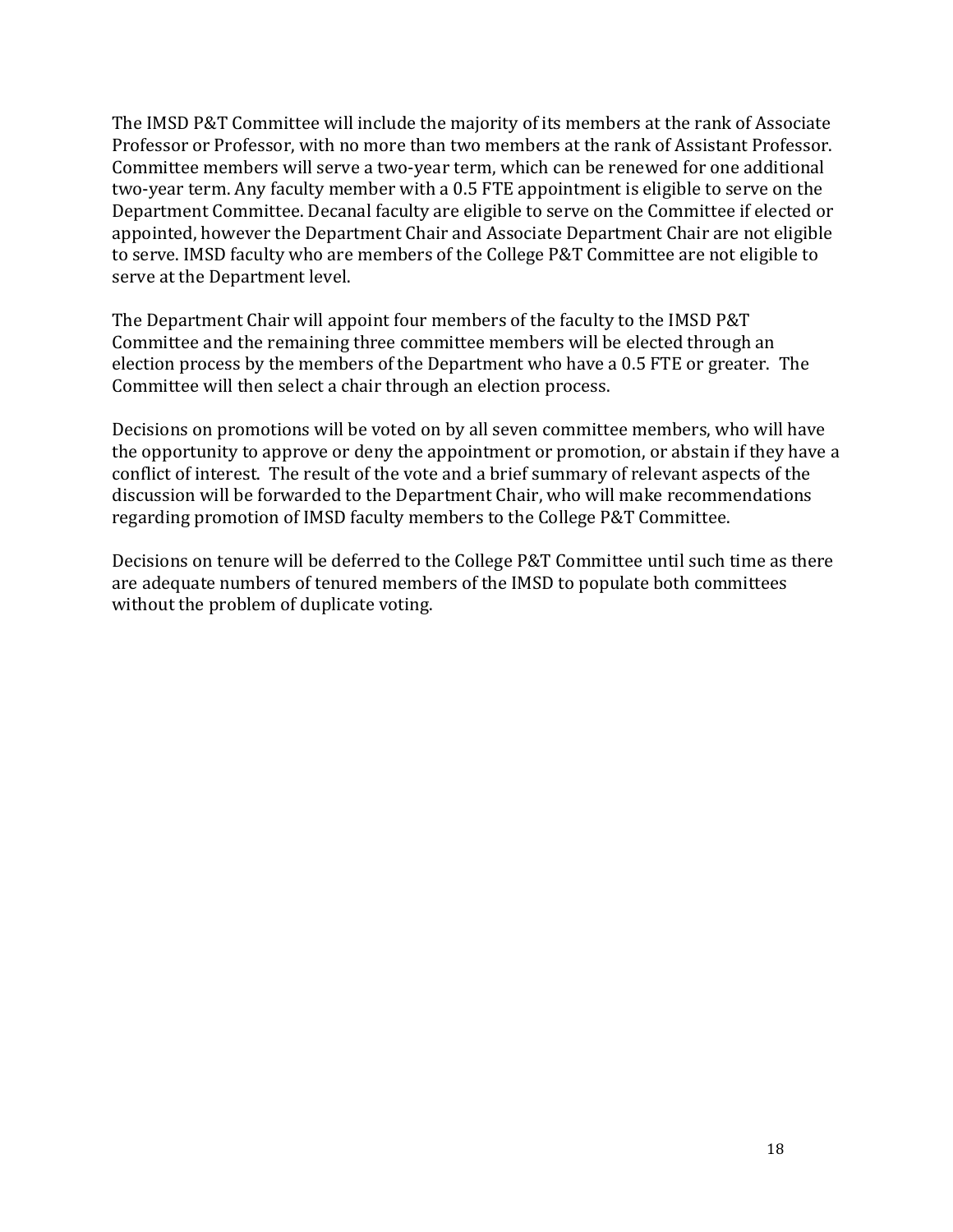The IMSD P&T Committee will include the majority of its members at the rank of Associate Professor or Professor, with no more than two members at the rank of Assistant Professor. Committee members will serve a two-year term, which can be renewed for one additional two-year term. Any faculty member with a 0.5 FTE appointment is eligible to serve on the Department Committee. Decanal faculty are eligible to serve on the Committee if elected or appointed, however the Department Chair and Associate Department Chair are not eligible to serve. IMSD faculty who are members of the College P&T Committee are not eligible to serve at the Department level.

The Department Chair will appoint four members of the faculty to the IMSD P&T Committee and the remaining three committee members will be elected through an election process by the members of the Department who have a 0.5 FTE or greater. The Committee will then select a chair through an election process.

Decisions on promotions will be voted on by all seven committee members, who will have the opportunity to approve or deny the appointment or promotion, or abstain if they have a conflict of interest. The result of the vote and a brief summary of relevant aspects of the discussion will be forwarded to the Department Chair, who will make recommendations regarding promotion of IMSD faculty members to the College P&T Committee.

Decisions on tenure will be deferred to the College P&T Committee until such time as there are adequate numbers of tenured members of the IMSD to populate both committees without the problem of duplicate voting.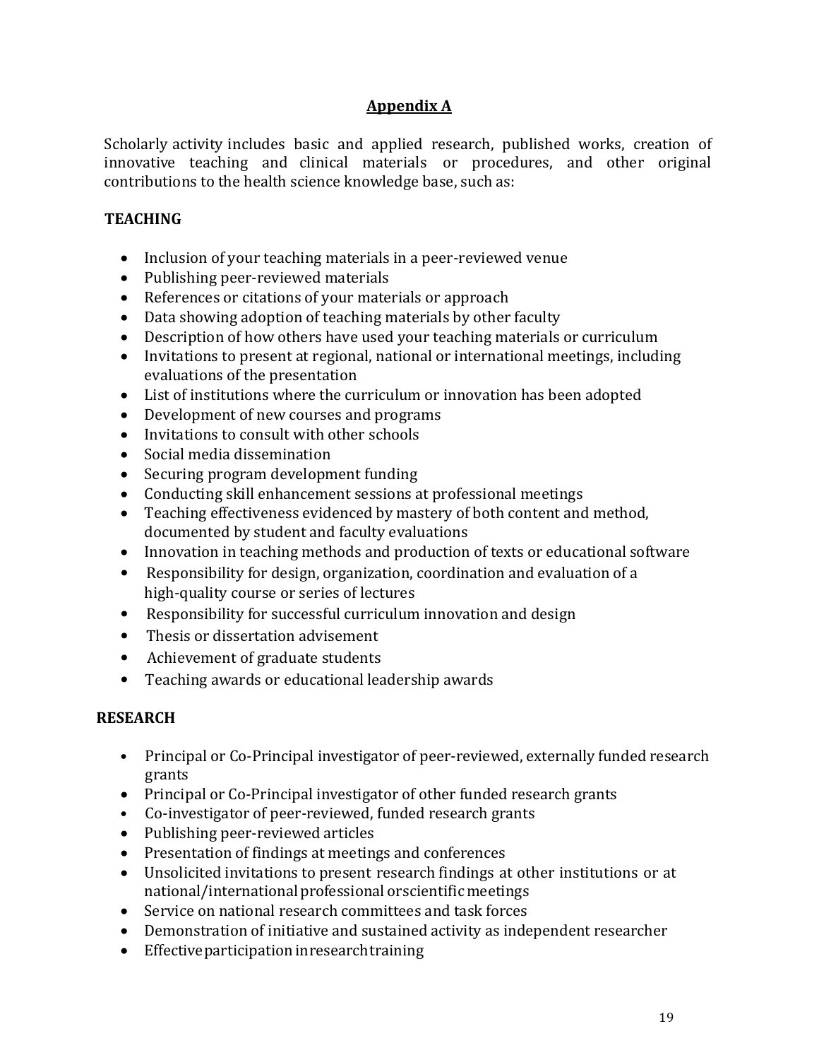## Appendix A

Scholarly activity includes basic and applied research, published works, creation of innovative teaching and clinical materials or procedures, and other original contributions to the health science knowledge base, such as:

**TEACHING**

- Inclusion of your teaching materials in a peer-reviewed venue
- Publishing peer-reviewed materials
- References or citations of your materials or approach
- Data showing adoption of teaching materials by other faculty
- Description of how others have used your teaching materials or curriculum
- Invitations to present at regional, national or international meetings, including evaluations of the presentation
- List of institutions where the curriculum or innovation has been adopted
- Development of new courses and programs
- Invitations to consult with other schools
- Social media dissemination
- Securing program development funding
- Conducting skill enhancement sessions at professional meetings
- Teaching effectiveness evidenced by mastery of both content and method, documented by student and faculty evaluations
- Innovation in teaching methods and production of texts or educational software
- Responsibility for design, organization, coordination and evaluation of a high-quality course or series of lectures
- Responsibility for successful curriculum innovation and design
- Thesis or dissertation advisement
- Achievement of graduate students
- Teaching awards or educational leadership awards

**RESEARCH**

- Principal or Co-Principal investigator of peer-reviewed, externally funded research grants
- Principal or Co-Principal investigator of other funded research grants
- Co-investigator of peer-reviewed, funded research grants
- Publishing peer-reviewed articles
- Presentation of findings at meetings and conferences
- Unsolicited invitations to present research findings at other institutions or at national/international professional or scientific meetings
- Service on national research committees and task forces
- Demonstration of initiative and sustained activity as independent researcher
- Effective participation in research training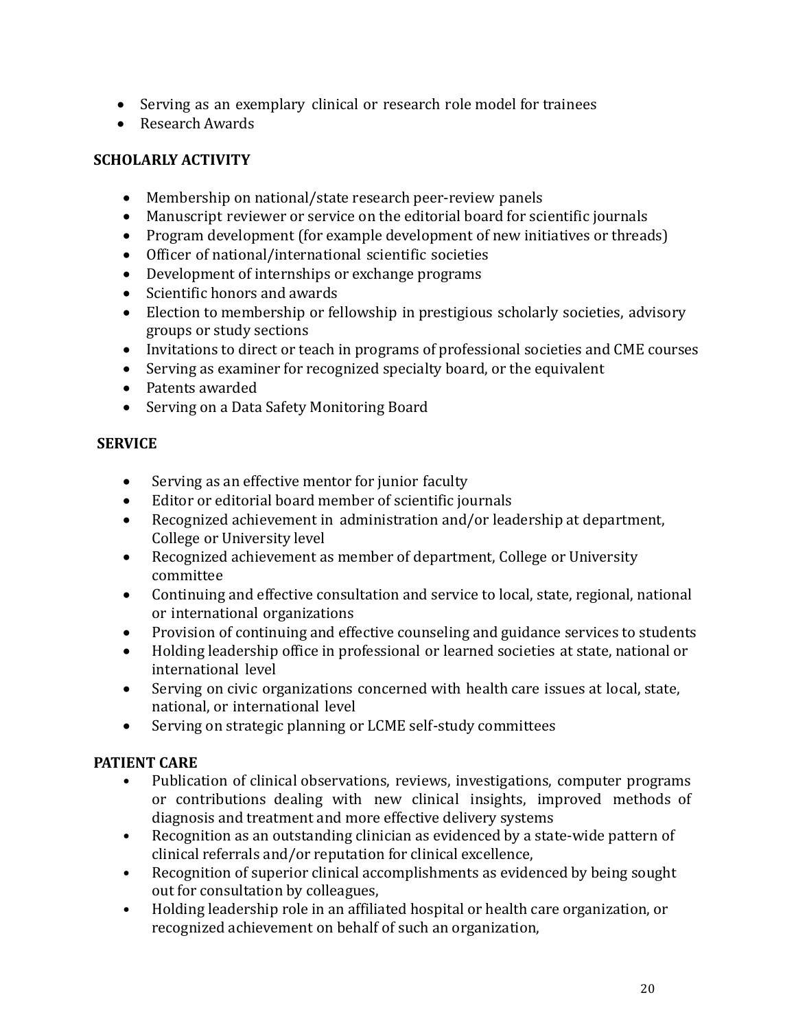- Serving as an exemplary clinical or research role model for trainees
- Research Awards

**SCHOLARLY ACTIVITY**

- Membership on national/state research peer-review panels
- Manuscript reviewer or service on the editorial board for scientific journals
- Program development (for example development of new initiatives or threads)
- Officer of national/international scientific societies
- Development of internships or exchange programs
- Scientific honors and awards
- Election to membership or fellowship in prestigious scholarly societies, advisory groups or study sections
- Invitations to direct or teach in programs of professional societies and CME courses
- Serving as examiner for recognized specialty board, or the equivalent
- Patents awarded
- Serving on a Data Safety Monitoring Board

**SERVICE**

- Serving as an effective mentor for junior faculty
- Editor or editorial board member of scientific journals
- Recognized achievement in administration and/or leadership at department, College or University level
- Recognized achievement as member of department, College or University committee
- Continuing and effective consultation and service to local, state, regional, national or international organizations
- Provision of continuing and effective counseling and guidance services to students
- Holding leadership office in professional or learned societies at state, national or international level
- Serving on civic organizations concerned with health care issues at local, state, national, or international level
- Serving on strategic planning or LCME self-study committees

**PATIENT CARE**

- Publication of clinical observations, reviews, investigations, computer programs or contributions dealing with new clinical insights, improved methods of diagnosis and treatment and more effective delivery systems
- Recognition as an outstanding clinician as evidenced by a state-wide pattern of clinical referrals and/or reputation for clinical excellence,
- Recognition of superior clinical accomplishments as evidenced by being sought out for consultation by colleagues,
- Holding leadership role in an affiliated hospital or health care organization, or recognized achievement on behalf of such an organization,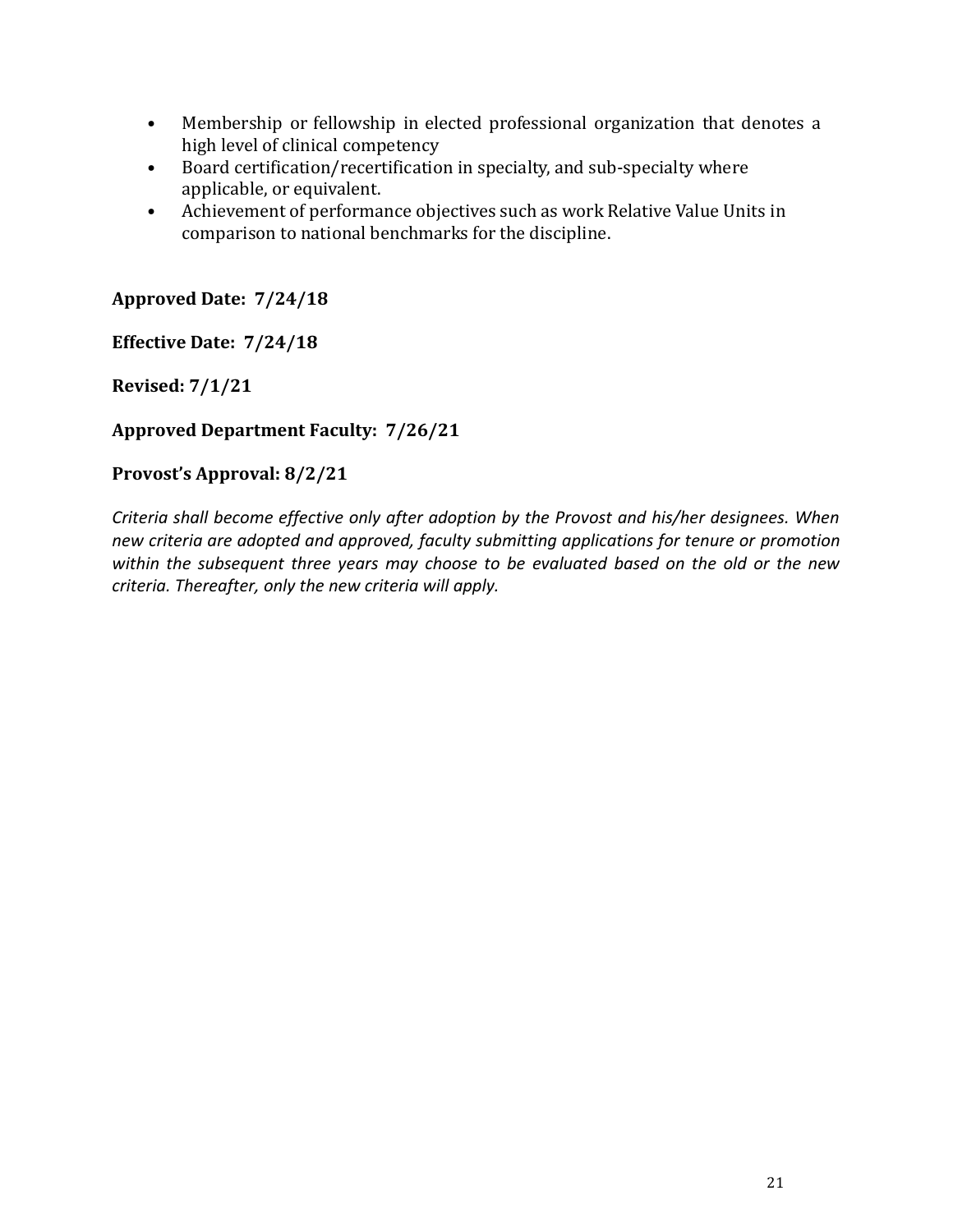- Membership or fellowship in elected professional organization that denotes a high level of clinical competency
- Board certification/recertification in specialty, and sub-specialty where applicable, or equivalent.
- Achievement of performance objectives such as work Relative Value Units in comparison to national benchmarks for the discipline.

**Approved Date: 7/24/18**

**Effective Date: 7/24/18**

**Revised: 7/1/21**

**Approved Department Faculty: 7/26/21**

**Provost's Approval: 8/2/21**

*Criteria shall become effective only after adoption by the Provost and his/her designees. When new criteria are adopted and approved, faculty submitting applications for tenure or promotion within the subsequent three years may choose to be evaluated based on the old or the new criteria. Thereafter, only the new criteria will apply.*